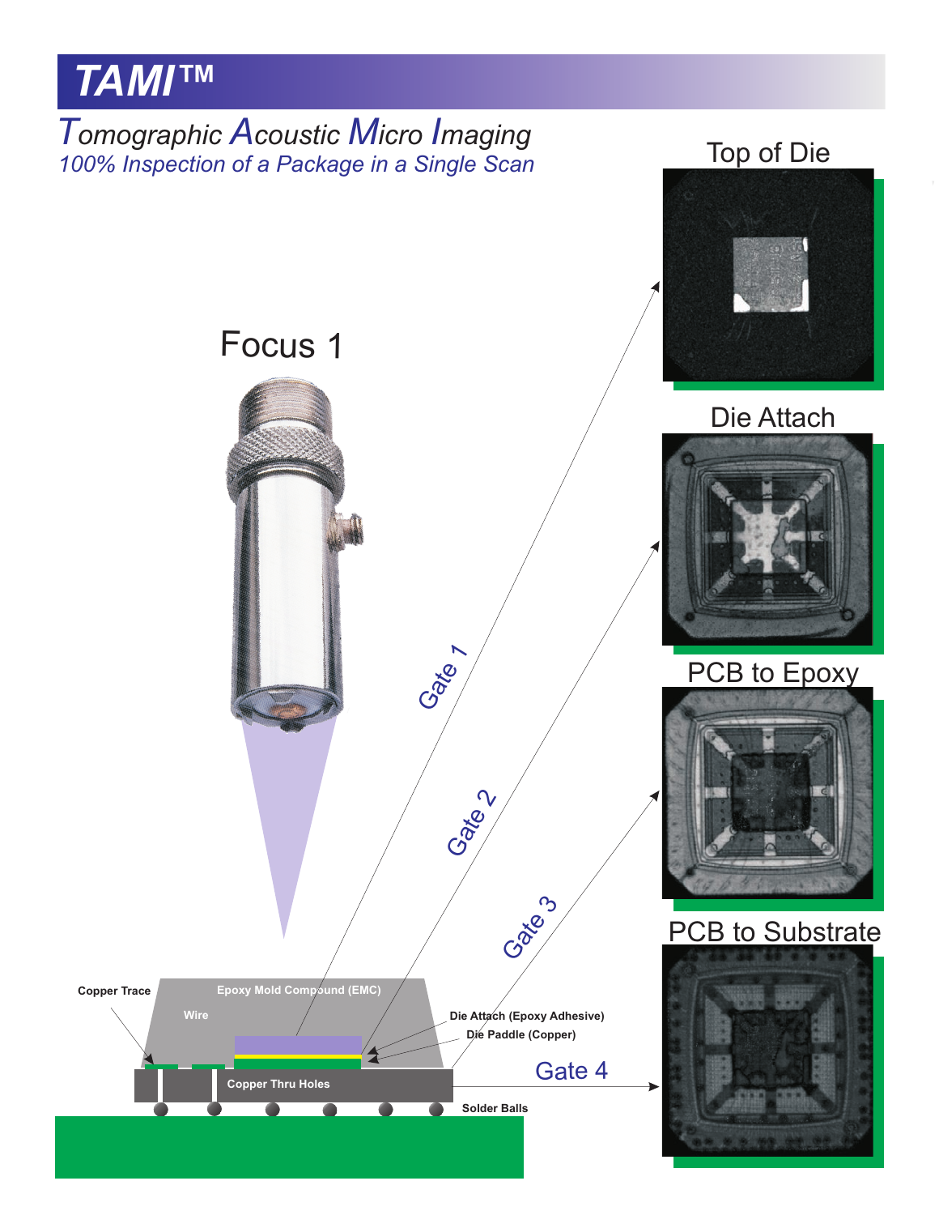# TAMI™

## *Tomographic Acoustic Micro Imaging*

*100% Inspection of a Package in a Single Scan*

Focus 1

Gate 1

Gate 2

Gate 3

Gate 4

Top of Die

Die Attach

PCB to Epoxy

PCB to Substrate

**Copper Trace**

**Epoxy Mold Compound (EMC)**

**Wire**

**Die Attach (Epoxy Adhesive)**

**Die Paddle (Copper)**

**Copper Thru Holes**

**Solder Balls**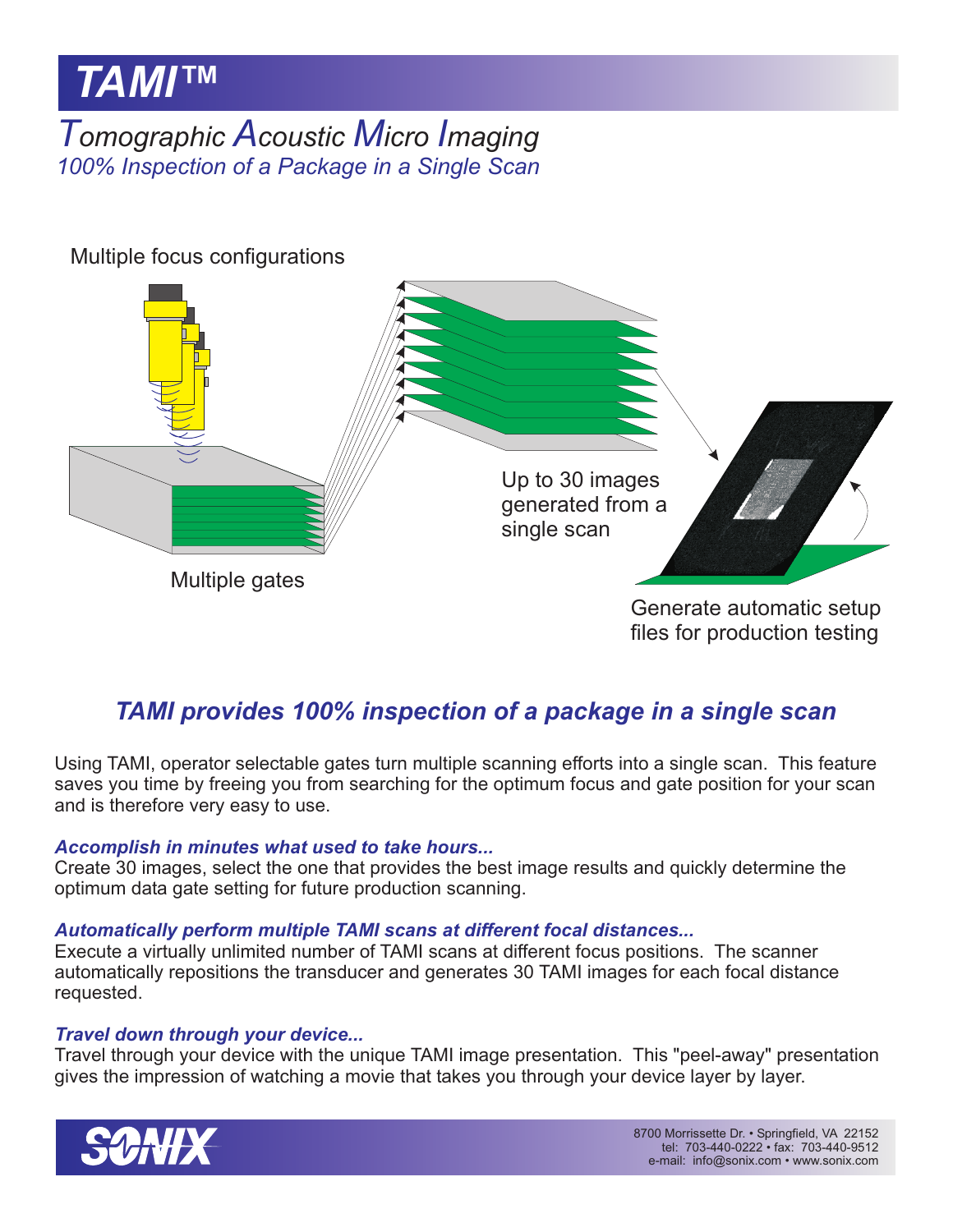# TAMI™

## *Tomographic Acoustic Micro Imaging*

*100% Inspection of a Package in a Single Scan*

Multiple focus configurations

Up to 30 images generated from a single scan

Multiple gates

Generate automatic setup files for production testing

## *TAMI provides 100% inspection of a package in a single scan*

Using TAMI, operator selectable gates turn multiple scanning efforts into a single scan. This feature saves you time by freeing you from searching for the optimum focus and gate position for your scan and is therefore very easy to use.

***Accomplish in minutes what used to take hours...***

Create 30 images, select the one that provides the best image results and quickly determine the optimum data gate setting for future production scanning.

***Automatically perform multiple TAMI scans at different focal distances...***

Execute a virtually unlimited number of TAMI scans at different focus positions. The scanner automatically repositions the transducer and generates 30 TAMI images for each focal distance requested.

***Travel down through your device...***

Travel through your device with the unique TAMI image presentation. This "peel-away" presentation gives the impression of watching a movie that takes you through your device layer by layer.

SONIX

8700 Morrissette Dr. • Springfield, VA 22152
tel: 703-440-0222 • fax: 703-440-9512
e-mail: info@sonix.com • www.sonix.com